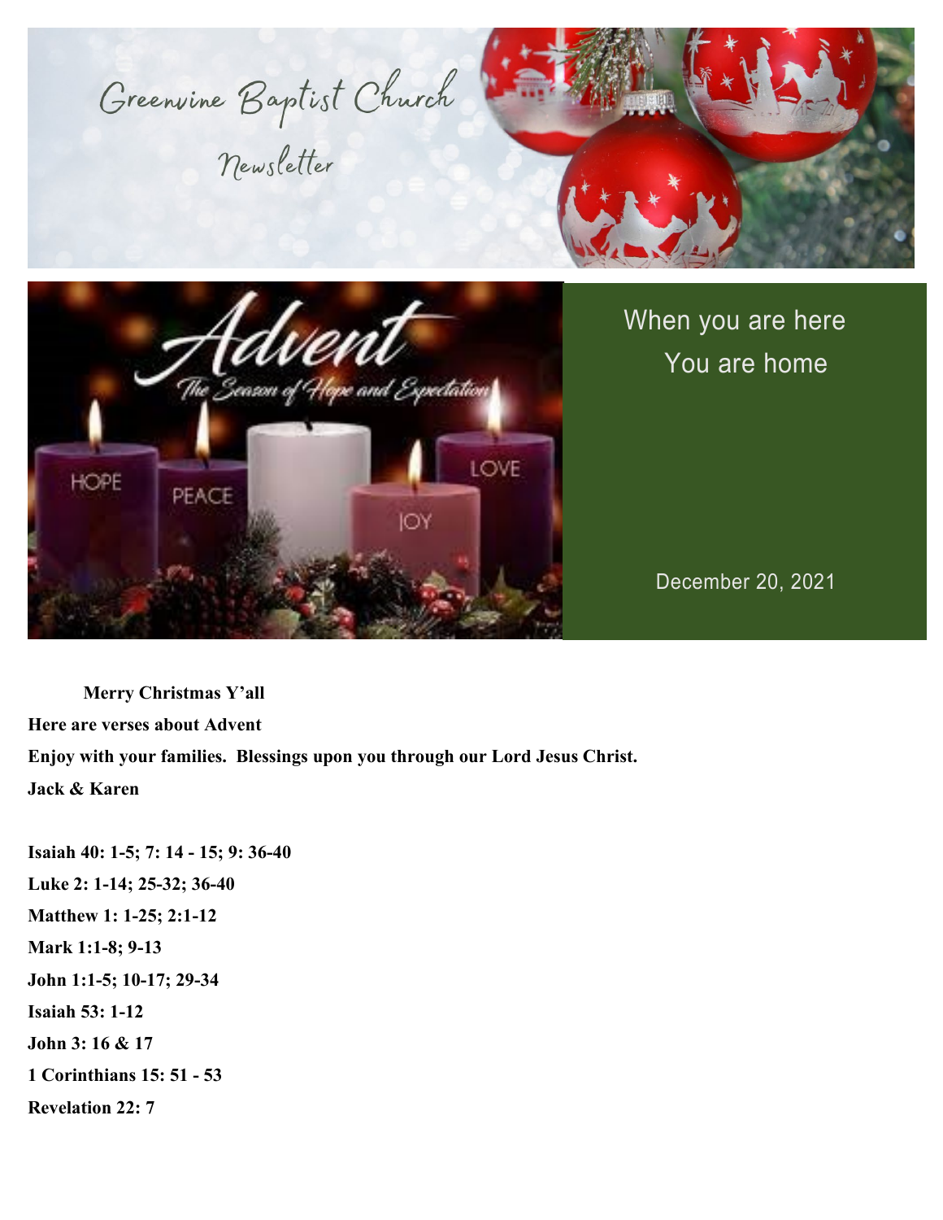# Greenvine Baptist Church

## Newsletter

Advent

The Season of Hope and Expectation

HOPE PEACE JOY LOVE

When you are here
You are home

December 20, 2021

**Merry Christmas Y'all**

**Here are verses about Advent**

**Enjoy with your families. Blessings upon you through our Lord Jesus Christ.**

**Jack & Karen**

**Isaiah 40: 1-5; 7: 14 - 15; 9: 36-40**

**Luke 2: 1-14; 25-32; 36-40**

**Matthew 1: 1-25; 2:1-12**

**Mark 1:1-8; 9-13**

**John 1:1-5; 10-17; 29-34**

**Isaiah 53: 1-12**

**John 3: 16 & 17**

**1 Corinthians 15: 51 - 53**

**Revelation 22: 7**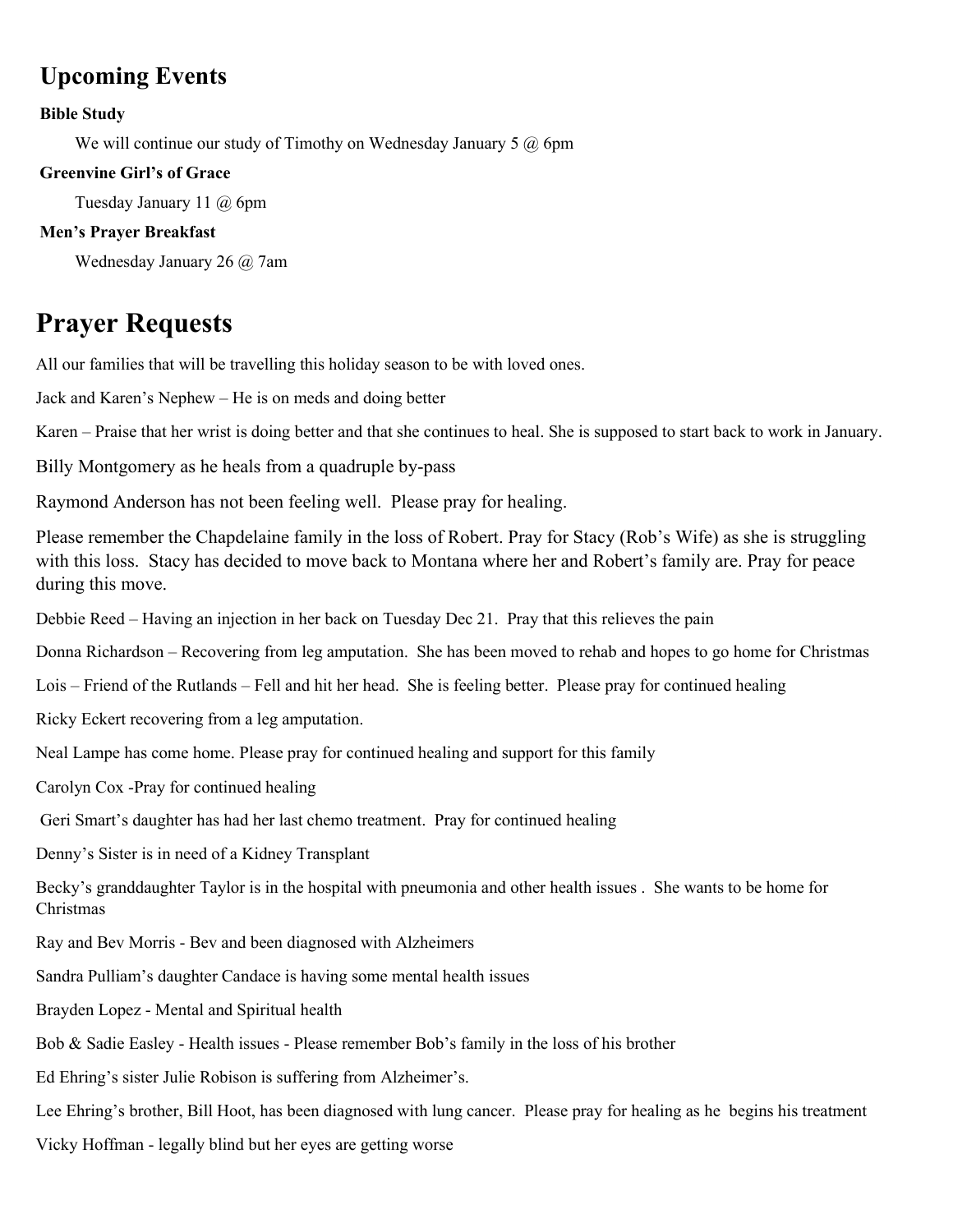## Upcoming Events

**Bible Study**

We will continue our study of Timothy on Wednesday January 5 @ 6pm

**Greenvine Girl's of Grace**

Tuesday January 11 @ 6pm

**Men's Prayer Breakfast**

Wednesday January 26 @ 7am

# Prayer Requests

All our families that will be travelling this holiday season to be with loved ones.

Jack and Karen's Nephew – He is on meds and doing better

Karen – Praise that her wrist is doing better and that she continues to heal. She is supposed to start back to work in January.

Billy Montgomery as he heals from a quadruple by-pass

Raymond Anderson has not been feeling well. Please pray for healing.

Please remember the Chapdelaine family in the loss of Robert. Pray for Stacy (Rob's Wife) as she is struggling with this loss. Stacy has decided to move back to Montana where her and Robert's family are. Pray for peace during this move.

Debbie Reed – Having an injection in her back on Tuesday Dec 21. Pray that this relieves the pain

Donna Richardson – Recovering from leg amputation. She has been moved to rehab and hopes to go home for Christmas

Lois – Friend of the Rutlands – Fell and hit her head. She is feeling better. Please pray for continued healing

Ricky Eckert recovering from a leg amputation.

Neal Lampe has come home. Please pray for continued healing and support for this family

Carolyn Cox -Pray for continued healing

Geri Smart's daughter has had her last chemo treatment. Pray for continued healing

Denny's Sister is in need of a Kidney Transplant

Becky's granddaughter Taylor is in the hospital with pneumonia and other health issues . She wants to be home for Christmas

Ray and Bev Morris - Bev and been diagnosed with Alzheimers

Sandra Pulliam's daughter Candace is having some mental health issues

Brayden Lopez - Mental and Spiritual health

Bob & Sadie Easley - Health issues - Please remember Bob's family in the loss of his brother

Ed Ehring's sister Julie Robison is suffering from Alzheimer's.

Lee Ehring's brother, Bill Hoot, has been diagnosed with lung cancer. Please pray for healing as he begins his treatment

Vicky Hoffman - legally blind but her eyes are getting worse